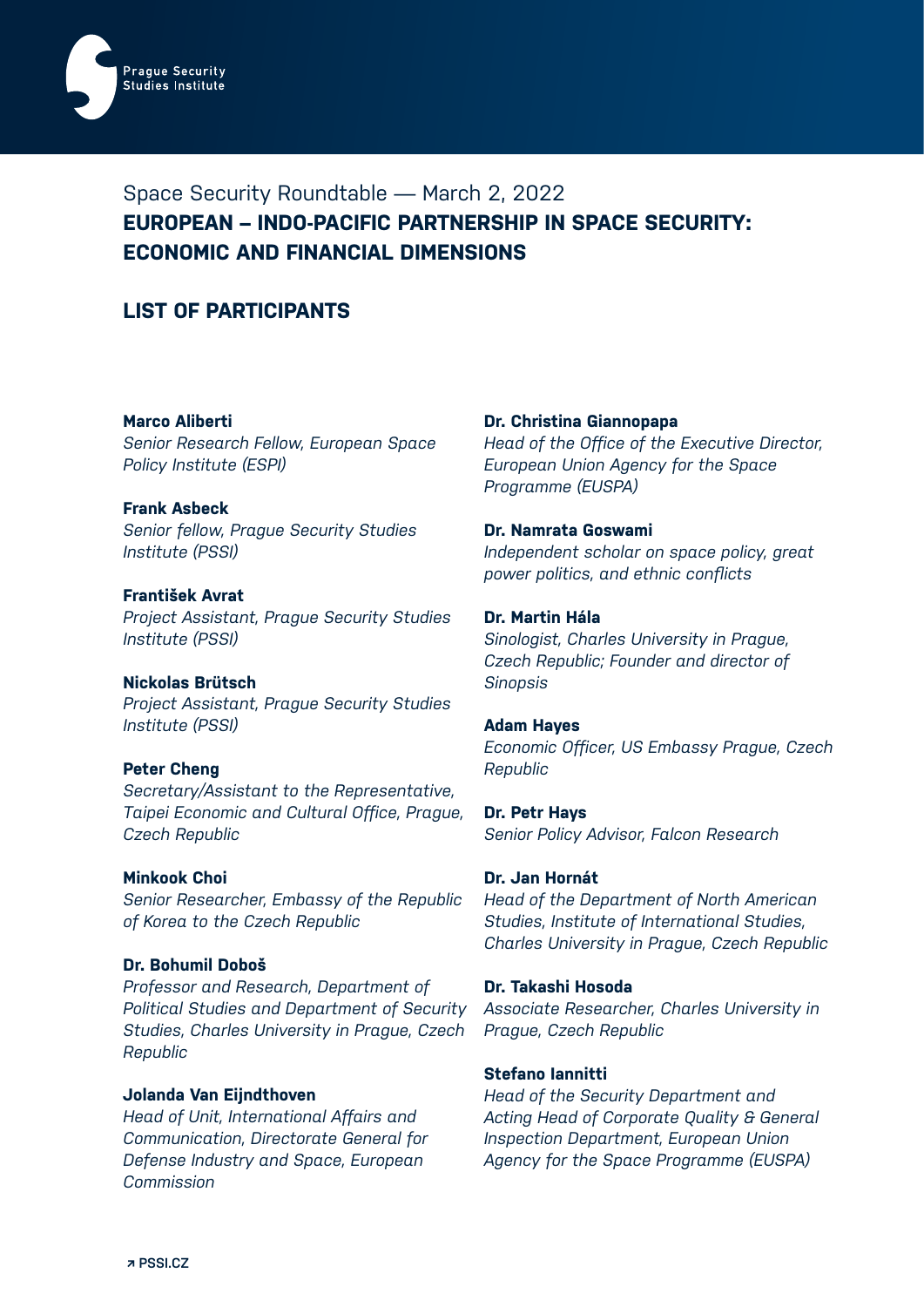Space Security Roundtable — March 2, 2022

# EUROPEAN – INDO-PACIFIC PARTNERSHIP IN SPACE SECURITY: ECONOMIC AND FINANCIAL DIMENSIONS

## LIST OF PARTICIPANTS

**Marco Aliberti**
*Senior Research Fellow, European Space Policy Institute (ESPI)*

**Frank Asbeck**
*Senior fellow, Prague Security Studies Institute (PSSI)*

**František Avrat**
*Project Assistant, Prague Security Studies Institute (PSSI)*

**Nickolas Brütsch**
*Project Assistant, Prague Security Studies Institute (PSSI)*

**Peter Cheng**
*Secretary/Assistant to the Representative, Taipei Economic and Cultural Office, Prague, Czech Republic*

**Minkook Choi**
*Senior Researcher, Embassy of the Republic of Korea to the Czech Republic*

**Dr. Bohumil Doboš**
*Professor and Research, Department of Political Studies and Department of Security Studies, Charles University in Prague, Czech Republic*

**Jolanda Van Eijndthoven**
*Head of Unit, International Affairs and Communication, Directorate General for Defense Industry and Space, European Commission*

**Dr. Christina Giannopapa**
*Head of the Office of the Executive Director, European Union Agency for the Space Programme (EUSPA)*

**Dr. Namrata Goswami**
*Independent scholar on space policy, great power politics, and ethnic conflicts*

**Dr. Martin Hála**
*Sinologist, Charles University in Prague, Czech Republic; Founder and director of Sinopsis*

**Adam Hayes**
*Economic Officer, US Embassy Prague, Czech Republic*

**Dr. Petr Hays**
*Senior Policy Advisor, Falcon Research*

**Dr. Jan Hornát**
*Head of the Department of North American Studies, Institute of International Studies, Charles University in Prague, Czech Republic*

**Dr. Takashi Hosoda**
*Associate Researcher, Charles University in Prague, Czech Republic*

**Stefano Iannitti**
*Head of the Security Department and Acting Head of Corporate Quality & General Inspection Department, European Union Agency for the Space Programme (EUSPA)*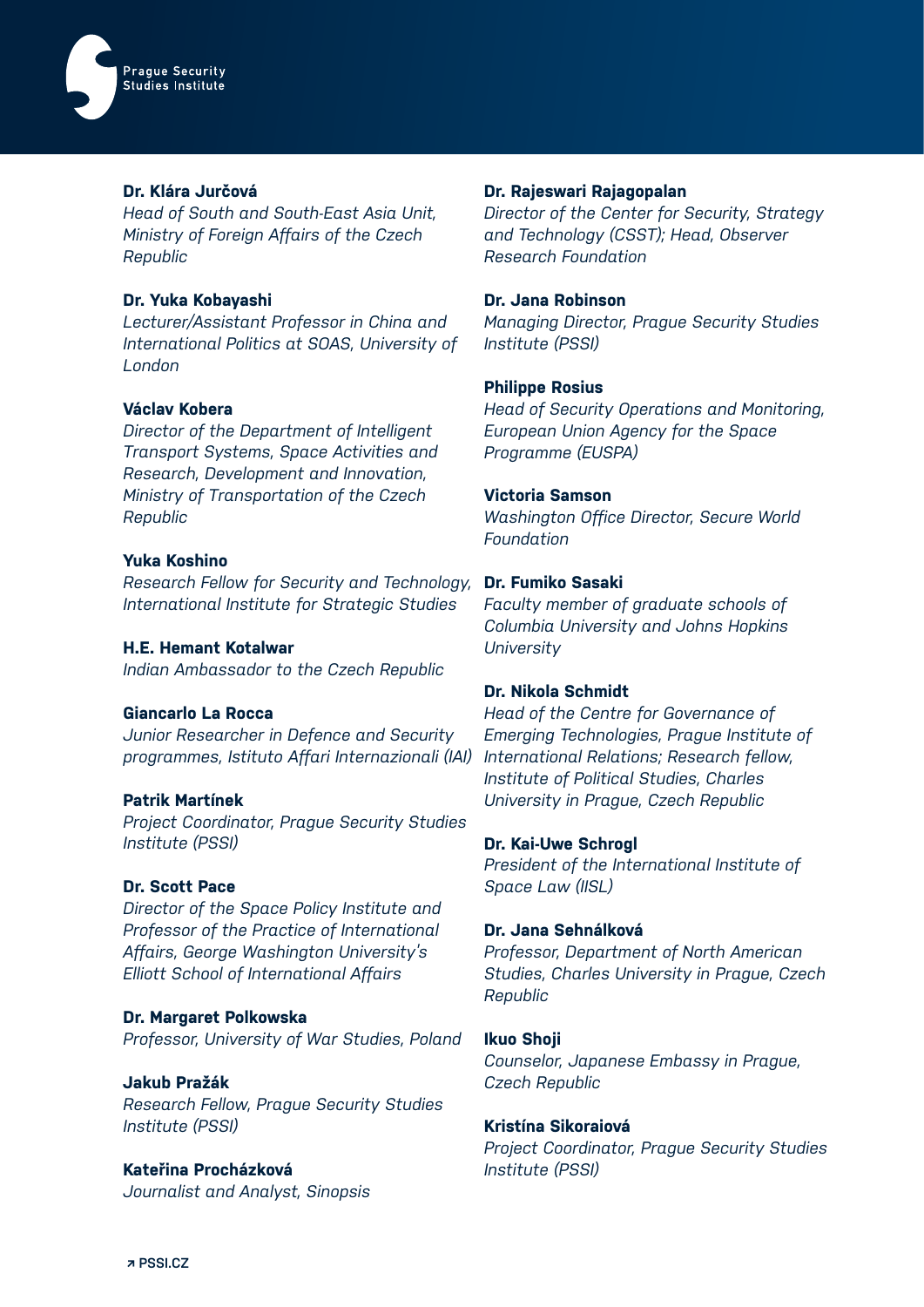**Dr. Klára Jurčová**
*Head of South and South-East Asia Unit, Ministry of Foreign Affairs of the Czech Republic*

**Dr. Yuka Kobayashi**
*Lecturer/Assistant Professor in China and International Politics at SOAS, University of London*

**Václav Kobera**
*Director of the Department of Intelligent Transport Systems, Space Activities and Research, Development and Innovation, Ministry of Transportation of the Czech Republic*

**Yuka Koshino**
*Research Fellow for Security and Technology, International Institute for Strategic Studies*

**H.E. Hemant Kotalwar**
*Indian Ambassador to the Czech Republic*

**Giancarlo La Rocca**
*Junior Researcher in Defence and Security programmes, Istituto Affari Internazionali (IAI)*

**Patrik Martínek**
*Project Coordinator, Prague Security Studies Institute (PSSI)*

**Dr. Scott Pace**
*Director of the Space Policy Institute and Professor of the Practice of International Affairs, George Washington University's Elliott School of International Affairs*

**Dr. Margaret Polkowska**
*Professor, University of War Studies, Poland*

**Jakub Pražák**
*Research Fellow, Prague Security Studies Institute (PSSI)*

**Kateřina Procházková**
*Journalist and Analyst, Sinopsis*

**Dr. Rajeswari Rajagopalan**
*Director of the Center for Security, Strategy and Technology (CSST); Head, Observer Research Foundation*

**Dr. Jana Robinson**
*Managing Director, Prague Security Studies Institute (PSSI)*

**Philippe Rosius**
*Head of Security Operations and Monitoring, European Union Agency for the Space Programme (EUSPA)*

**Victoria Samson**
*Washington Office Director, Secure World Foundation*

**Dr. Fumiko Sasaki**
*Faculty member of graduate schools of Columbia University and Johns Hopkins University*

**Dr. Nikola Schmidt**
*Head of the Centre for Governance of Emerging Technologies, Prague Institute of International Relations; Research fellow, Institute of Political Studies, Charles University in Prague, Czech Republic*

**Dr. Kai-Uwe Schrogl**
*President of the International Institute of Space Law (IISL)*

**Dr. Jana Sehnálková**
*Professor, Department of North American Studies, Charles University in Prague, Czech Republic*

**Ikuo Shoji**
*Counselor, Japanese Embassy in Prague, Czech Republic*

**Kristína Sikoraiová**
*Project Coordinator, Prague Security Studies Institute (PSSI)*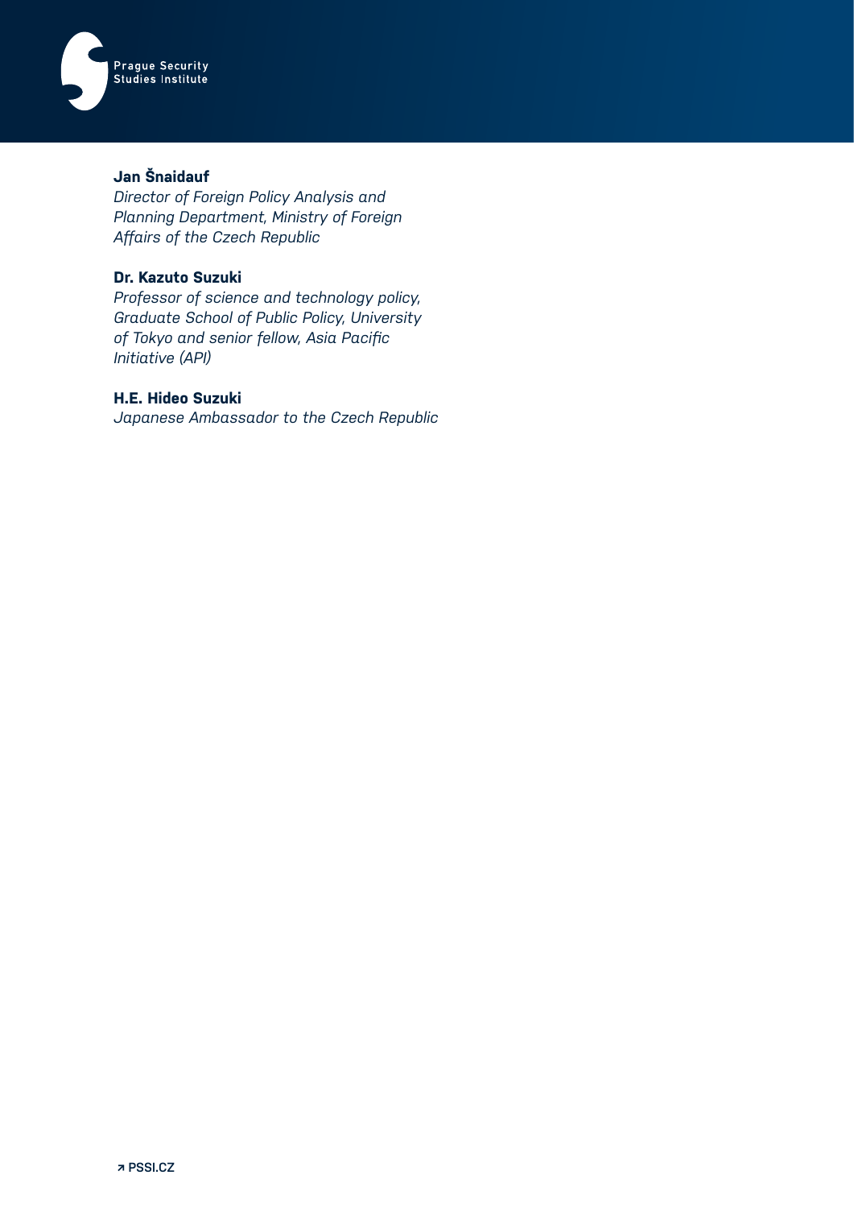**Jan Šnaidauf**
*Director of Foreign Policy Analysis and Planning Department, Ministry of Foreign Affairs of the Czech Republic*

**Dr. Kazuto Suzuki**
*Professor of science and technology policy, Graduate School of Public Policy, University of Tokyo and senior fellow, Asia Pacific Initiative (API)*

**H.E. Hideo Suzuki**
*Japanese Ambassador to the Czech Republic*